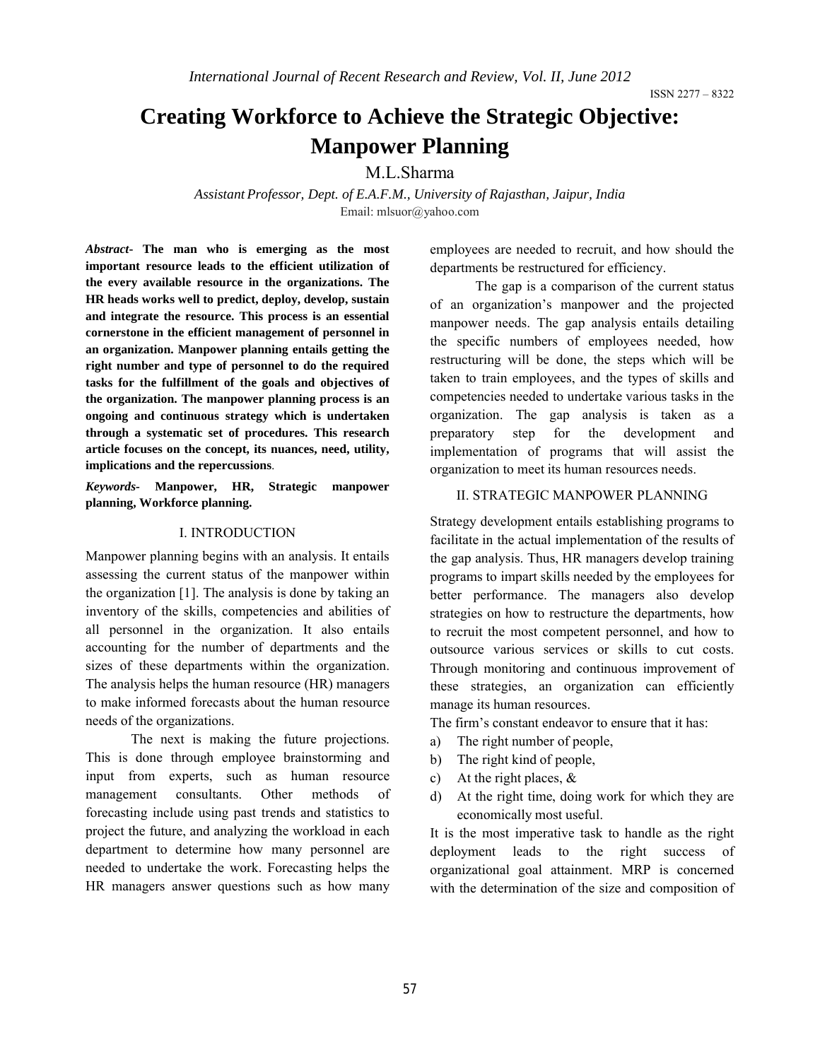# Creating Workforce to Achieve the Strategic Objective: Manpower Planning

M.L.Sharma

*Assistant Professor, Dept. of E.A.F.M., University of Rajasthan, Jaipur, India*

Email: mlsuor@yahoo.com

***Abstract-*** **The man who is emerging as the most important resource leads to the efficient utilization of the every available resource in the organizations. The HR heads works well to predict, deploy, develop, sustain and integrate the resource. This process is an essential cornerstone in the efficient management of personnel in an organization. Manpower planning entails getting the right number and type of personnel to do the required tasks for the fulfillment of the goals and objectives of the organization. The manpower planning process is an ongoing and continuous strategy which is undertaken through a systematic set of procedures. This research article focuses on the concept, its nuances, need, utility, implications and the repercussions**.

***Keywords-*** **Manpower, HR, Strategic manpower planning, Workforce planning.**

## I. INTRODUCTION

Manpower planning begins with an analysis. It entails assessing the current status of the manpower within the organization [1]. The analysis is done by taking an inventory of the skills, competencies and abilities of all personnel in the organization. It also entails accounting for the number of departments and the sizes of these departments within the organization. The analysis helps the human resource (HR) managers to make informed forecasts about the human resource needs of the organizations.

The next is making the future projections. This is done through employee brainstorming and input from experts, such as human resource management consultants. Other methods of forecasting include using past trends and statistics to project the future, and analyzing the workload in each department to determine how many personnel are needed to undertake the work. Forecasting helps the HR managers answer questions such as how many employees are needed to recruit, and how should the departments be restructured for efficiency.

The gap is a comparison of the current status of an organization's manpower and the projected manpower needs. The gap analysis entails detailing the specific numbers of employees needed, how restructuring will be done, the steps which will be taken to train employees, and the types of skills and competencies needed to undertake various tasks in the organization. The gap analysis is taken as a preparatory step for the development and implementation of programs that will assist the organization to meet its human resources needs.

## II. STRATEGIC MANPOWER PLANNING

Strategy development entails establishing programs to facilitate in the actual implementation of the results of the gap analysis. Thus, HR managers develop training programs to impart skills needed by the employees for better performance. The managers also develop strategies on how to restructure the departments, how to recruit the most competent personnel, and how to outsource various services or skills to cut costs. Through monitoring and continuous improvement of these strategies, an organization can efficiently manage its human resources.

The firm's constant endeavor to ensure that it has:

a) The right number of people,
b) The right kind of people,
c) At the right places, &
d) At the right time, doing work for which they are economically most useful.

It is the most imperative task to handle as the right deployment leads to the right success of organizational goal attainment. MRP is concerned with the determination of the size and composition of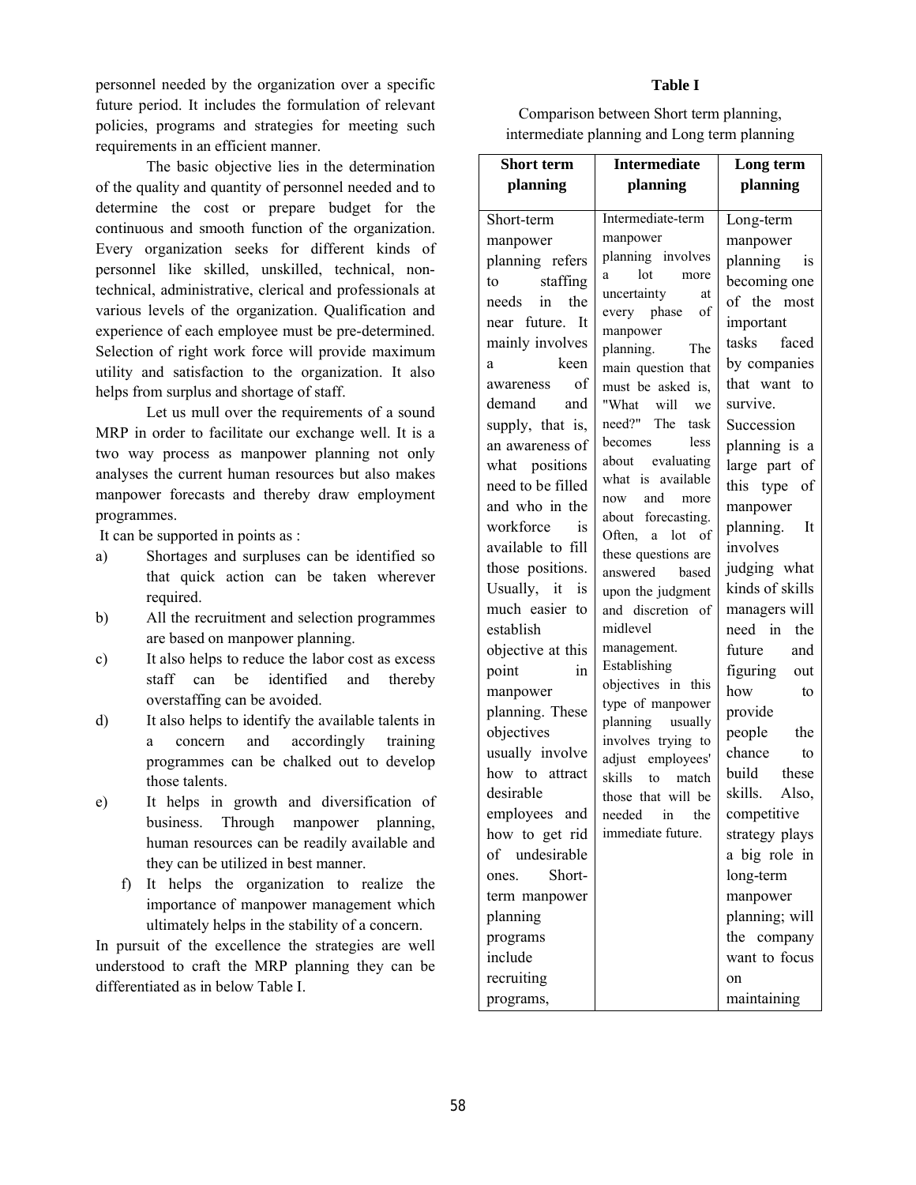personnel needed by the organization over a specific future period. It includes the formulation of relevant policies, programs and strategies for meeting such requirements in an efficient manner.

The basic objective lies in the determination of the quality and quantity of personnel needed and to determine the cost or prepare budget for the continuous and smooth function of the organization. Every organization seeks for different kinds of personnel like skilled, unskilled, technical, non-technical, administrative, clerical and professionals at various levels of the organization. Qualification and experience of each employee must be pre-determined. Selection of right work force will provide maximum utility and satisfaction to the organization. It also helps from surplus and shortage of staff.

Let us mull over the requirements of a sound MRP in order to facilitate our exchange well. It is a two way process as manpower planning not only analyses the current human resources but also makes manpower forecasts and thereby draw employment programmes.

It can be supported in points as :

a) Shortages and surpluses can be identified so that quick action can be taken wherever required.
b) All the recruitment and selection programmes are based on manpower planning.
c) It also helps to reduce the labor cost as excess staff can be identified and thereby overstaffing can be avoided.
d) It also helps to identify the available talents in a concern and accordingly training programmes can be chalked out to develop those talents.
e) It helps in growth and diversification of business. Through manpower planning, human resources can be readily available and they can be utilized in best manner.
f) It helps the organization to realize the importance of manpower management which ultimately helps in the stability of a concern.

In pursuit of the excellence the strategies are well understood to craft the MRP planning they can be differentiated as in below Table I.

**Table I**

Comparison between Short term planning, intermediate planning and Long term planning

| **Short term planning** | **Intermediate planning** | **Long term planning** |
|---|---|---|
| Short-term manpower planning refers to staffing needs in the near future. It mainly involves a keen awareness of demand and supply, that is, an awareness of what positions need to be filled and who in the workforce is available to fill those positions. Usually, it is much easier to establish objective at this point in manpower planning. These objectives usually involve how to attract desirable employees and how to get rid of undesirable ones. Short-term manpower planning programs include recruiting programs, | Intermediate-term manpower planning involves a lot more uncertainty at every phase of manpower planning. The main question that must be asked is, "What will we need?" The task becomes less about evaluating what is available now and more about forecasting. Often, a lot of these questions are answered based upon the judgment and discretion of midlevel management. Establishing objectives in this type of manpower planning usually involves trying to adjust employees' skills to match those that will be needed in the immediate future. | Long-term manpower planning is becoming one of the most important tasks faced by companies that want to survive. Succession planning is a large part of this type of manpower planning. It involves judging what kinds of skills managers will need in the future and figuring out how to provide people the chance to build these skills. Also, competitive strategy plays a big role in long-term manpower planning; will the company want to focus on maintaining |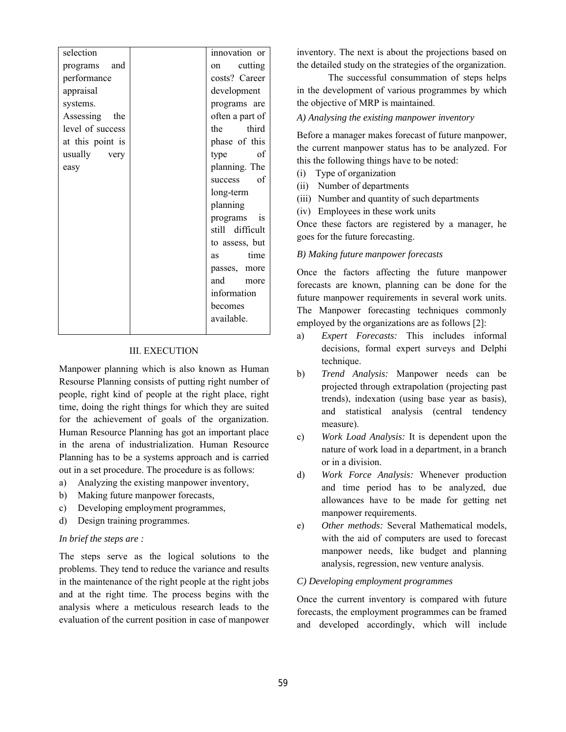| selection programs and performance appraisal systems. Assessing the level of success at this point is usually very easy | | innovation or on cutting costs? Career development programs are often a part of the third phase of this type of planning. The success of long-term planning programs is still difficult to assess, but as time passes, more and more information becomes available. |
|---|---|---|

## III. EXECUTION

Manpower planning which is also known as Human Resourse Planning consists of putting right number of people, right kind of people at the right place, right time, doing the right things for which they are suited for the achievement of goals of the organization. Human Resource Planning has got an important place in the arena of industrialization. Human Resource Planning has to be a systems approach and is carried out in a set procedure. The procedure is as follows:

a) Analyzing the existing manpower inventory,
b) Making future manpower forecasts,
c) Developing employment programmes,
d) Design training programmes.

*In brief the steps are :*

The steps serve as the logical solutions to the problems. They tend to reduce the variance and results in the maintenance of the right people at the right jobs and at the right time. The process begins with the analysis where a meticulous research leads to the evaluation of the current position in case of manpower inventory. The next is about the projections based on the detailed study on the strategies of the organization.

The successful consummation of steps helps in the development of various programmes by which the objective of MRP is maintained.

### *A) Analysing the existing manpower inventory*

Before a manager makes forecast of future manpower, the current manpower status has to be analyzed. For this the following things have to be noted:

(i) Type of organization
(ii) Number of departments
(iii) Number and quantity of such departments
(iv) Employees in these work units

Once these factors are registered by a manager, he goes for the future forecasting.

### *B) Making future manpower forecasts*

Once the factors affecting the future manpower forecasts are known, planning can be done for the future manpower requirements in several work units. The Manpower forecasting techniques commonly employed by the organizations are as follows [2]:

a) *Expert Forecasts:* This includes informal decisions, formal expert surveys and Delphi technique.
b) *Trend Analysis:* Manpower needs can be projected through extrapolation (projecting past trends), indexation (using base year as basis), and statistical analysis (central tendency measure).
c) *Work Load Analysis:* It is dependent upon the nature of work load in a department, in a branch or in a division.
d) *Work Force Analysis:* Whenever production and time period has to be analyzed, due allowances have to be made for getting net manpower requirements.
e) *Other methods:* Several Mathematical models, with the aid of computers are used to forecast manpower needs, like budget and planning analysis, regression, new venture analysis.

### *C) Developing employment programmes*

Once the current inventory is compared with future forecasts, the employment programmes can be framed and developed accordingly, which will include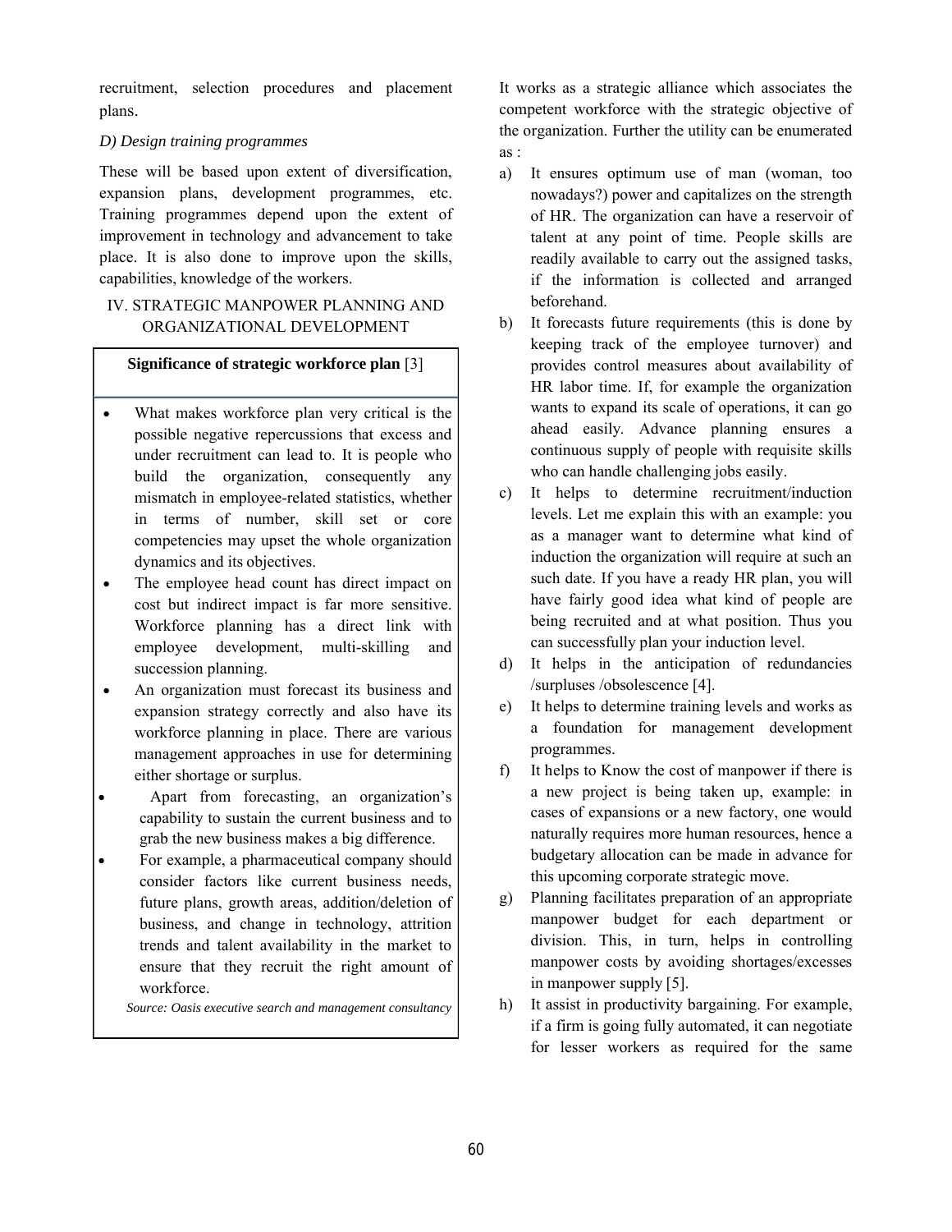recruitment, selection procedures and placement plans.

*D) Design training programmes*

These will be based upon extent of diversification, expansion plans, development programmes, etc. Training programmes depend upon the extent of improvement in technology and advancement to take place. It is also done to improve upon the skills, capabilities, knowledge of the workers.

## IV. STRATEGIC MANPOWER PLANNING AND ORGANIZATIONAL DEVELOPMENT

**Significance of strategic workforce plan** [3]

- What makes workforce plan very critical is the possible negative repercussions that excess and under recruitment can lead to. It is people who build the organization, consequently any mismatch in employee-related statistics, whether in terms of number, skill set or core competencies may upset the whole organization dynamics and its objectives.
- The employee head count has direct impact on cost but indirect impact is far more sensitive. Workforce planning has a direct link with employee development, multi-skilling and succession planning.
- An organization must forecast its business and expansion strategy correctly and also have its workforce planning in place. There are various management approaches in use for determining either shortage or surplus.
- Apart from forecasting, an organization's capability to sustain the current business and to grab the new business makes a big difference.
- For example, a pharmaceutical company should consider factors like current business needs, future plans, growth areas, addition/deletion of business, and change in technology, attrition trends and talent availability in the market to ensure that they recruit the right amount of workforce.

*Source: Oasis executive search and management consultancy*

It works as a strategic alliance which associates the competent workforce with the strategic objective of the organization. Further the utility can be enumerated as :

a) It ensures optimum use of man (woman, too nowadays?) power and capitalizes on the strength of HR. The organization can have a reservoir of talent at any point of time. People skills are readily available to carry out the assigned tasks, if the information is collected and arranged beforehand.
b) It forecasts future requirements (this is done by keeping track of the employee turnover) and provides control measures about availability of HR labor time. If, for example the organization wants to expand its scale of operations, it can go ahead easily. Advance planning ensures a continuous supply of people with requisite skills who can handle challenging jobs easily.
c) It helps to determine recruitment/induction levels. Let me explain this with an example: you as a manager want to determine what kind of induction the organization will require at such an such date. If you have a ready HR plan, you will have fairly good idea what kind of people are being recruited and at what position. Thus you can successfully plan your induction level.
d) It helps in the anticipation of redundancies /surpluses /obsolescence [4].
e) It helps to determine training levels and works as a foundation for management development programmes.
f) It helps to Know the cost of manpower if there is a new project is being taken up, example: in cases of expansions or a new factory, one would naturally requires more human resources, hence a budgetary allocation can be made in advance for this upcoming corporate strategic move.
g) Planning facilitates preparation of an appropriate manpower budget for each department or division. This, in turn, helps in controlling manpower costs by avoiding shortages/excesses in manpower supply [5].
h) It assist in productivity bargaining. For example, if a firm is going fully automated, it can negotiate for lesser workers as required for the same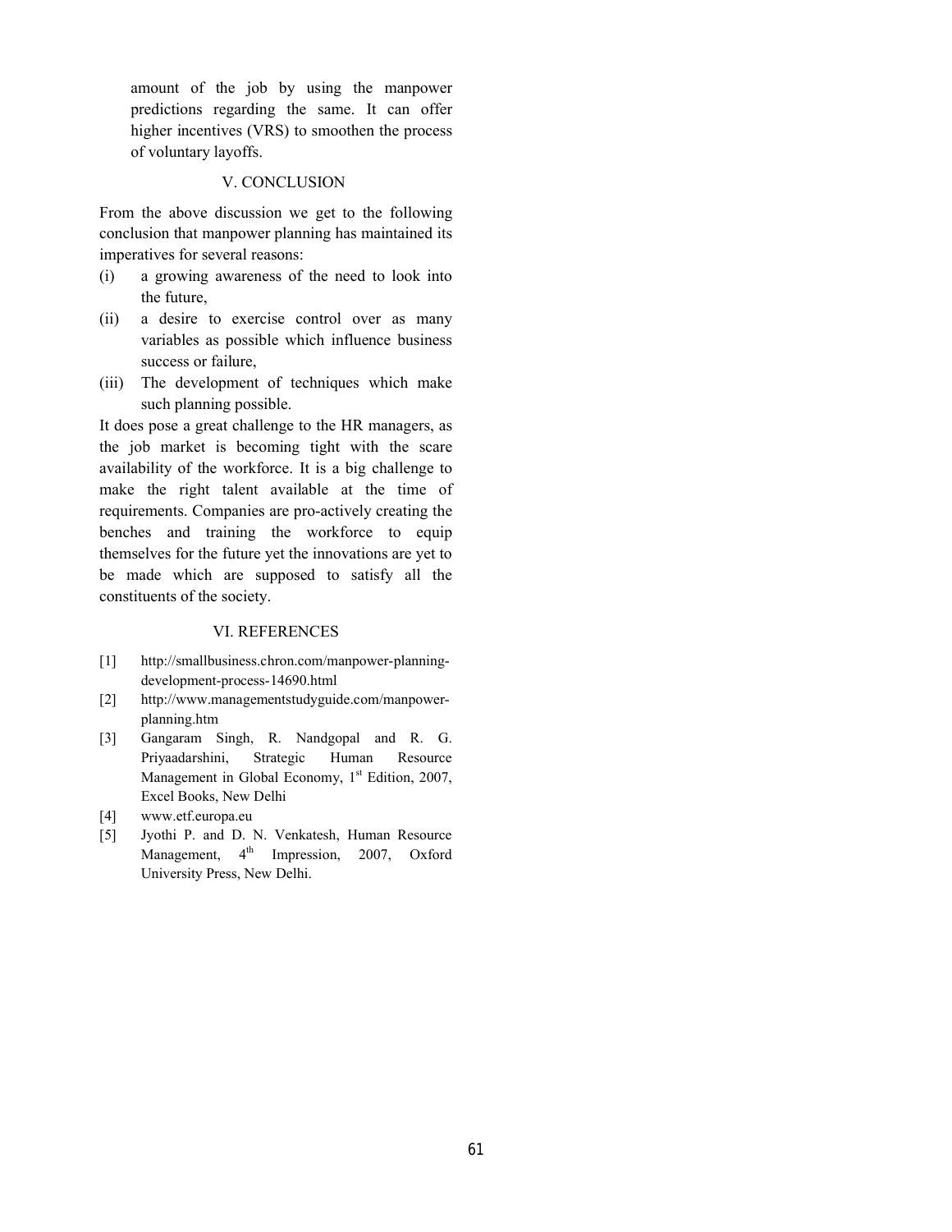amount of the job by using the manpower predictions regarding the same. It can offer higher incentives (VRS) to smoothen the process of voluntary layoffs.

## V. CONCLUSION

From the above discussion we get to the following conclusion that manpower planning has maintained its imperatives for several reasons:

(i) a growing awareness of the need to look into the future,

(ii) a desire to exercise control over as many variables as possible which influence business success or failure,

(iii) The development of techniques which make such planning possible.

It does pose a great challenge to the HR managers, as the job market is becoming tight with the scare availability of the workforce. It is a big challenge to make the right talent available at the time of requirements. Companies are pro-actively creating the benches and training the workforce to equip themselves for the future yet the innovations are yet to be made which are supposed to satisfy all the constituents of the society.

## VI. REFERENCES

[1] http://smallbusiness.chron.com/manpower-planning-development-process-14690.html

[2] http://www.managementstudyguide.com/manpower-planning.htm

[3] Gangaram Singh, R. Nandgopal and R. G. Priyaadarshini, Strategic Human Resource Management in Global Economy, 1st Edition, 2007, Excel Books, New Delhi

[4] www.etf.europa.eu

[5] Jyothi P. and D. N. Venkatesh, Human Resource Management, 4th Impression, 2007, Oxford University Press, New Delhi.